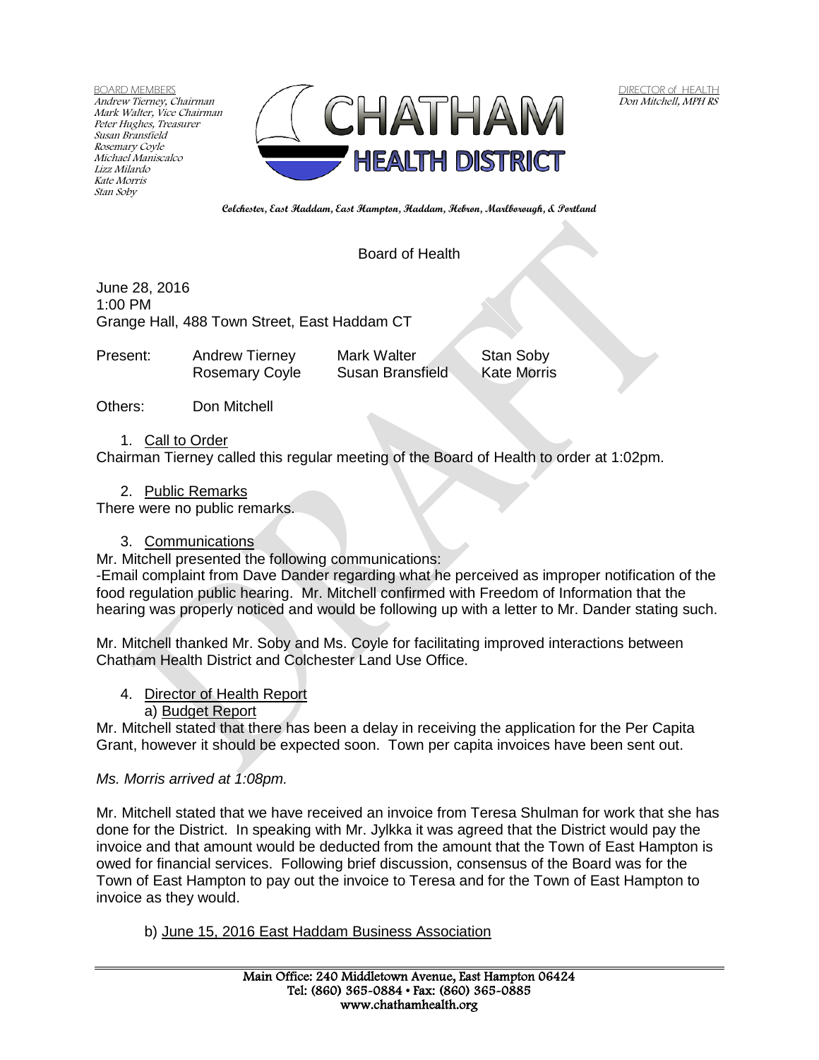BOARD MEMBERS
Andrew Tierney, Chairman
Mark Walter, Vice Chairman
Peter Hughes, Treasurer
Susan Bransfield
Rosemary Coyle
Michael Maniscalco
Lizz Milardo
Kate Morris
Stan Soby

DIRECTOR of HEALTH
Don Mitchell, MPH RS

# CHATHAM HEALTH DISTRICT

**Colchester, East Haddam, East Hampton, Haddam, Hebron, Marlborough, & Portland**

## Board of Health

June 28, 2016
1:00 PM
Grange Hall, 488 Town Street, East Haddam CT

| Present: | Andrew Tierney | Mark Walter | Stan Soby |
|---|---|---|---|
| | Rosemary Coyle | Susan Bransfield | Kate Morris |

Others: Don Mitchell

1. Call to Order

Chairman Tierney called this regular meeting of the Board of Health to order at 1:02pm.

2. Public Remarks

There were no public remarks.

3. Communications

Mr. Mitchell presented the following communications:
-Email complaint from Dave Dander regarding what he perceived as improper notification of the food regulation public hearing. Mr. Mitchell confirmed with Freedom of Information that the hearing was properly noticed and would be following up with a letter to Mr. Dander stating such.

Mr. Mitchell thanked Mr. Soby and Ms. Coyle for facilitating improved interactions between Chatham Health District and Colchester Land Use Office.

4. Director of Health Report

a) Budget Report

Mr. Mitchell stated that there has been a delay in receiving the application for the Per Capita Grant, however it should be expected soon. Town per capita invoices have been sent out.

*Ms. Morris arrived at 1:08pm.*

Mr. Mitchell stated that we have received an invoice from Teresa Shulman for work that she has done for the District. In speaking with Mr. Jylkka it was agreed that the District would pay the invoice and that amount would be deducted from the amount that the Town of East Hampton is owed for financial services. Following brief discussion, consensus of the Board was for the Town of East Hampton to pay out the invoice to Teresa and for the Town of East Hampton to invoice as they would.

b) June 15, 2016 East Haddam Business Association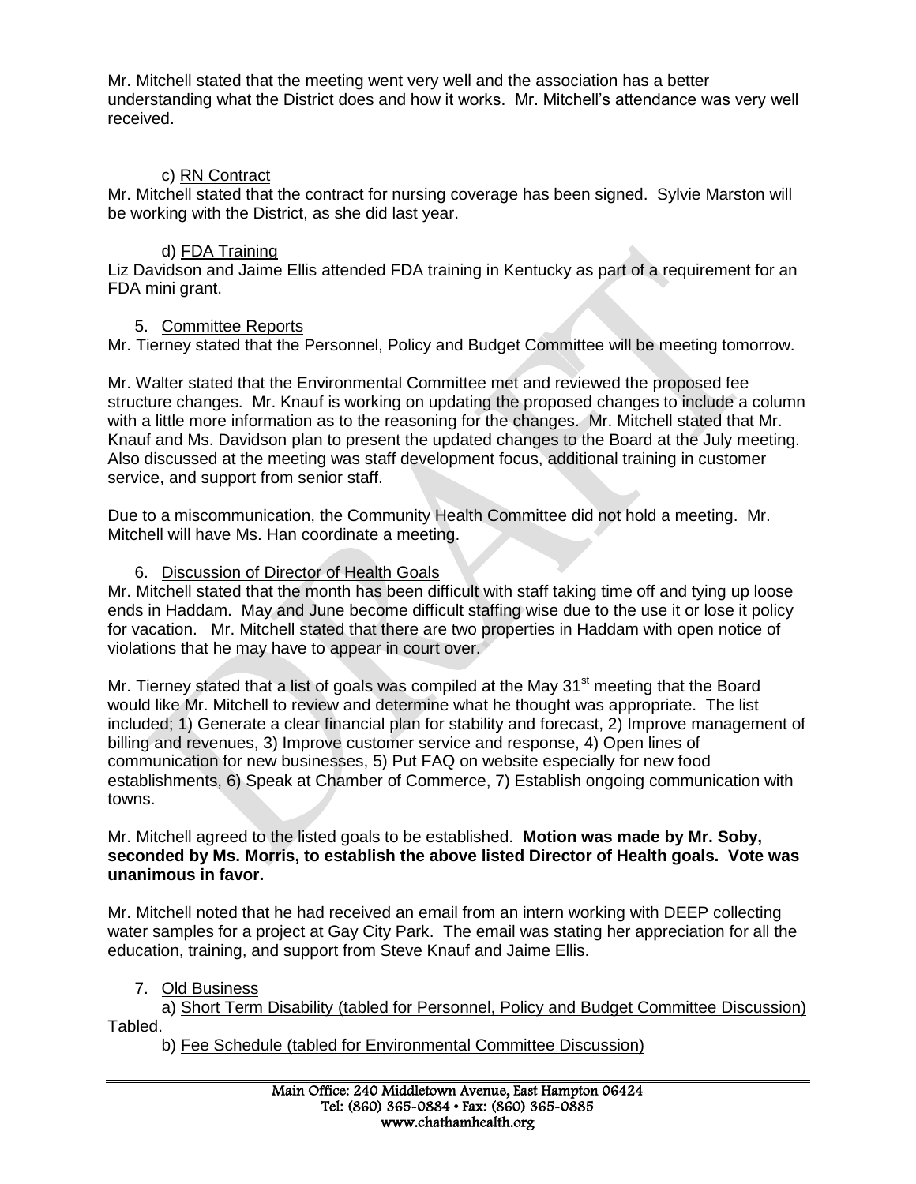Mr. Mitchell stated that the meeting went very well and the association has a better understanding what the District does and how it works. Mr. Mitchell's attendance was very well received.

c) RN Contract

Mr. Mitchell stated that the contract for nursing coverage has been signed. Sylvie Marston will be working with the District, as she did last year.

d) FDA Training

Liz Davidson and Jaime Ellis attended FDA training in Kentucky as part of a requirement for an FDA mini grant.

5. Committee Reports

Mr. Tierney stated that the Personnel, Policy and Budget Committee will be meeting tomorrow.

Mr. Walter stated that the Environmental Committee met and reviewed the proposed fee structure changes. Mr. Knauf is working on updating the proposed changes to include a column with a little more information as to the reasoning for the changes. Mr. Mitchell stated that Mr. Knauf and Ms. Davidson plan to present the updated changes to the Board at the July meeting. Also discussed at the meeting was staff development focus, additional training in customer service, and support from senior staff.

Due to a miscommunication, the Community Health Committee did not hold a meeting. Mr. Mitchell will have Ms. Han coordinate a meeting.

6. Discussion of Director of Health Goals

Mr. Mitchell stated that the month has been difficult with staff taking time off and tying up loose ends in Haddam. May and June become difficult staffing wise due to the use it or lose it policy for vacation. Mr. Mitchell stated that there are two properties in Haddam with open notice of violations that he may have to appear in court over.

Mr. Tierney stated that a list of goals was compiled at the May 31st meeting that the Board would like Mr. Mitchell to review and determine what he thought was appropriate. The list included; 1) Generate a clear financial plan for stability and forecast, 2) Improve management of billing and revenues, 3) Improve customer service and response, 4) Open lines of communication for new businesses, 5) Put FAQ on website especially for new food establishments, 6) Speak at Chamber of Commerce, 7) Establish ongoing communication with towns.

Mr. Mitchell agreed to the listed goals to be established. **Motion was made by Mr. Soby, seconded by Ms. Morris, to establish the above listed Director of Health goals. Vote was unanimous in favor.**

Mr. Mitchell noted that he had received an email from an intern working with DEEP collecting water samples for a project at Gay City Park. The email was stating her appreciation for all the education, training, and support from Steve Knauf and Jaime Ellis.

7. Old Business

a) Short Term Disability (tabled for Personnel, Policy and Budget Committee Discussion)

Tabled.

b) Fee Schedule (tabled for Environmental Committee Discussion)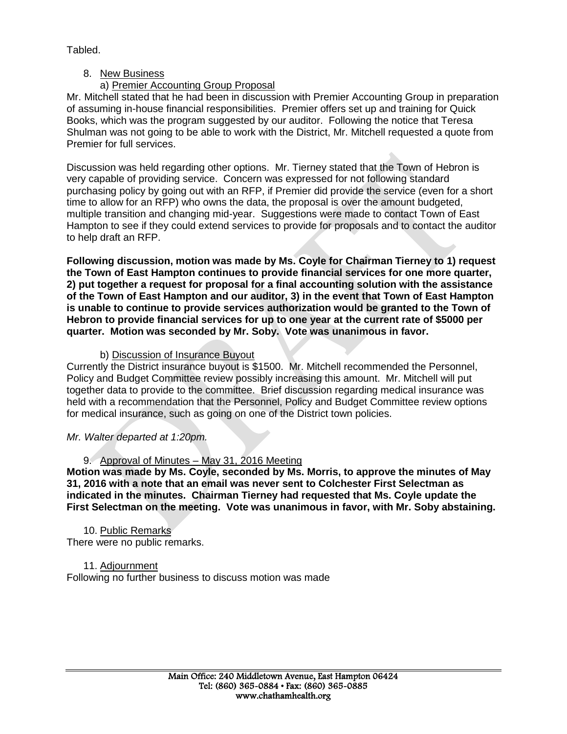Tabled.

8. New Business

a) Premier Accounting Group Proposal

Mr. Mitchell stated that he had been in discussion with Premier Accounting Group in preparation of assuming in-house financial responsibilities. Premier offers set up and training for Quick Books, which was the program suggested by our auditor. Following the notice that Teresa Shulman was not going to be able to work with the District, Mr. Mitchell requested a quote from Premier for full services.

Discussion was held regarding other options. Mr. Tierney stated that the Town of Hebron is very capable of providing service. Concern was expressed for not following standard purchasing policy by going out with an RFP, if Premier did provide the service (even for a short time to allow for an RFP) who owns the data, the proposal is over the amount budgeted, multiple transition and changing mid-year. Suggestions were made to contact Town of East Hampton to see if they could extend services to provide for proposals and to contact the auditor to help draft an RFP.

**Following discussion, motion was made by Ms. Coyle for Chairman Tierney to 1) request the Town of East Hampton continues to provide financial services for one more quarter, 2) put together a request for proposal for a final accounting solution with the assistance of the Town of East Hampton and our auditor, 3) in the event that Town of East Hampton is unable to continue to provide services authorization would be granted to the Town of Hebron to provide financial services for up to one year at the current rate of $5000 per quarter. Motion was seconded by Mr. Soby. Vote was unanimous in favor.**

b) Discussion of Insurance Buyout

Currently the District insurance buyout is $1500. Mr. Mitchell recommended the Personnel, Policy and Budget Committee review possibly increasing this amount. Mr. Mitchell will put together data to provide to the committee. Brief discussion regarding medical insurance was held with a recommendation that the Personnel, Policy and Budget Committee review options for medical insurance, such as going on one of the District town policies.

*Mr. Walter departed at 1:20pm.*

9. Approval of Minutes – May 31, 2016 Meeting

**Motion was made by Ms. Coyle, seconded by Ms. Morris, to approve the minutes of May 31, 2016 with a note that an email was never sent to Colchester First Selectman as indicated in the minutes. Chairman Tierney had requested that Ms. Coyle update the First Selectman on the meeting. Vote was unanimous in favor, with Mr. Soby abstaining.**

10. Public Remarks

There were no public remarks.

11. Adjournment

Following no further business to discuss motion was made